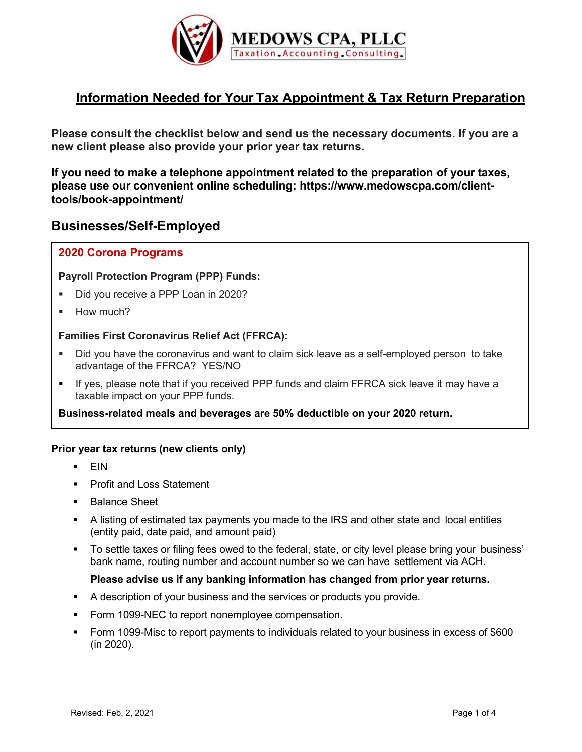MEDOWS CPA, PLLC

Taxation.Accounting.Consulting.

# Information Needed for Your Tax Appointment & Tax Return Preparation

**Please consult the checklist below and send us the necessary documents. If you are a new client please also provide your prior year tax returns.**

**If you need to make a telephone appointment related to the preparation of your taxes, please use our convenient online scheduling: https://www.medowscpa.com/client-tools/book-appointment/**

## Businesses/Self-Employed

### 2020 Corona Programs

**Payroll Protection Program (PPP) Funds:**

- Did you receive a PPP Loan in 2020?
- How much?

**Families First Coronavirus Relief Act (FFRCA):**

- Did you have the coronavirus and want to claim sick leave as a self-employed person to take advantage of the FFRCA? YES/NO
- If yes, please note that if you received PPP funds and claim FFRCA sick leave it may have a taxable impact on your PPP funds.

**Business-related meals and beverages are 50% deductible on your 2020 return.**

**Prior year tax returns (new clients only)**

- EIN
- Profit and Loss Statement
- Balance Sheet
- A listing of estimated tax payments you made to the IRS and other state and local entities (entity paid, date paid, and amount paid)
- To settle taxes or filing fees owed to the federal, state, or city level please bring your business' bank name, routing number and account number so we can have settlement via ACH.

  **Please advise us if any banking information has changed from prior year returns.**
- A description of your business and the services or products you provide.
- Form 1099-NEC to report nonemployee compensation.
- Form 1099-Misc to report payments to individuals related to your business in excess of $600 (in 2020).

Revised: Feb. 2, 2021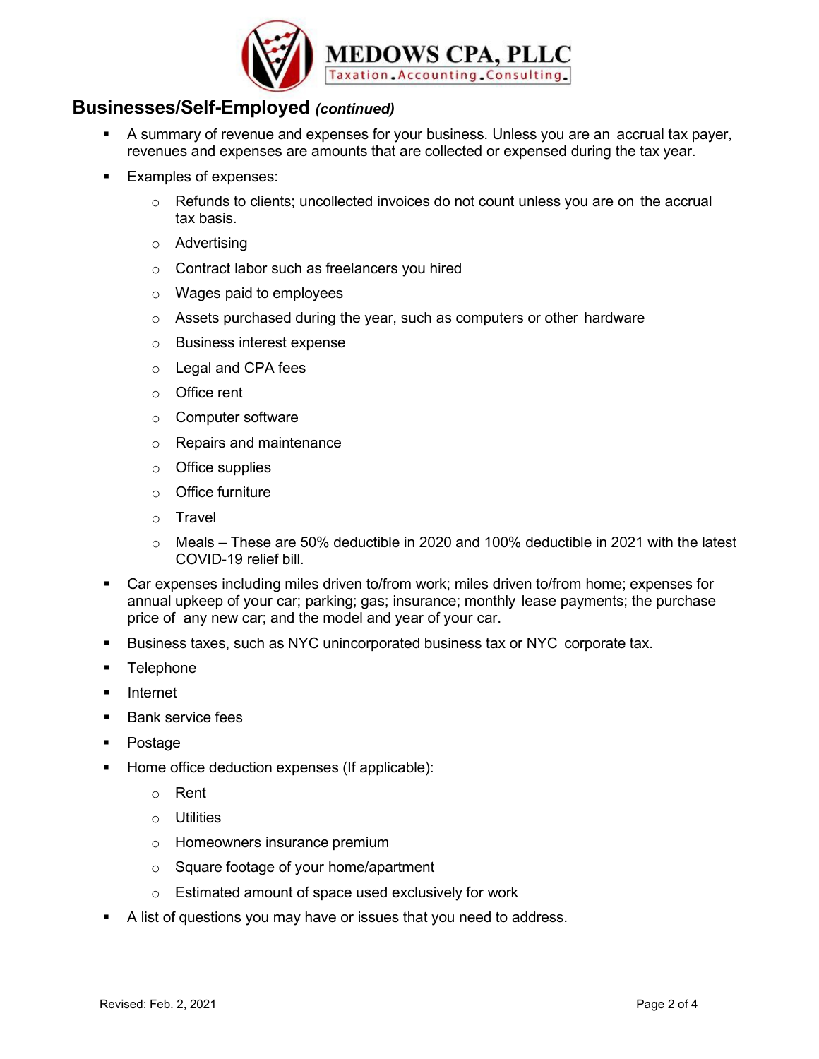## Businesses/Self-Employed *(continued)*

- A summary of revenue and expenses for your business. Unless you are an accrual tax payer, revenues and expenses are amounts that are collected or expensed during the tax year.
- Examples of expenses:
  - Refunds to clients; uncollected invoices do not count unless you are on the accrual tax basis.
  - Advertising
  - Contract labor such as freelancers you hired
  - Wages paid to employees
  - Assets purchased during the year, such as computers or other hardware
  - Business interest expense
  - Legal and CPA fees
  - Office rent
  - Computer software
  - Repairs and maintenance
  - Office supplies
  - Office furniture
  - Travel
  - Meals – These are 50% deductible in 2020 and 100% deductible in 2021 with the latest COVID-19 relief bill.
- Car expenses including miles driven to/from work; miles driven to/from home; expenses for annual upkeep of your car; parking; gas; insurance; monthly lease payments; the purchase price of any new car; and the model and year of your car.
- Business taxes, such as NYC unincorporated business tax or NYC corporate tax.
- Telephone
- Internet
- Bank service fees
- Postage
- Home office deduction expenses (If applicable):
  - Rent
  - Utilities
  - Homeowners insurance premium
  - Square footage of your home/apartment
  - Estimated amount of space used exclusively for work
- A list of questions you may have or issues that you need to address.

Revised: Feb. 2, 2021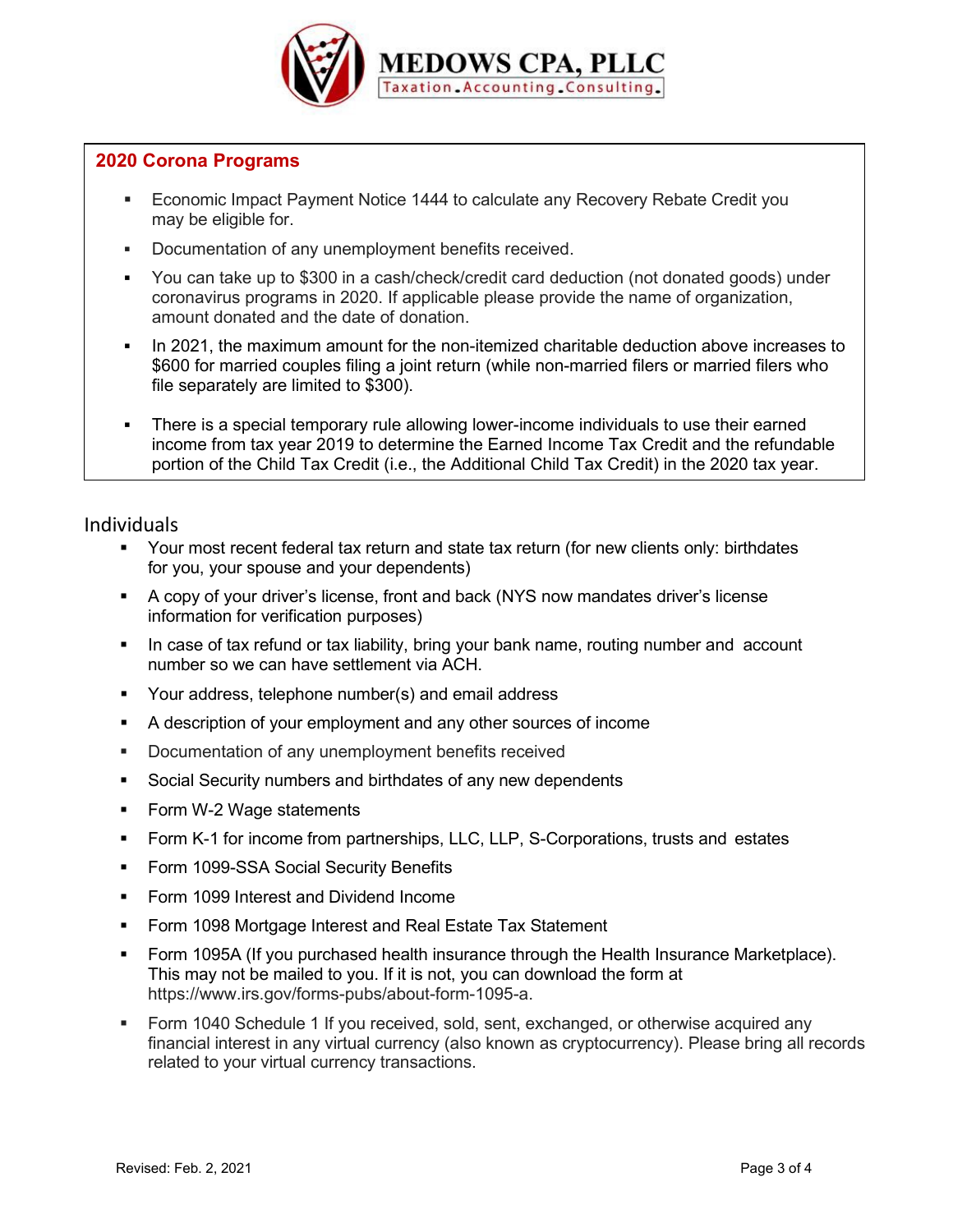MEDOWS CPA, PLLC

Taxation.Accounting.Consulting.

## 2020 Corona Programs

- Economic Impact Payment Notice 1444 to calculate any Recovery Rebate Credit you may be eligible for.
- Documentation of any unemployment benefits received.
- You can take up to $300 in a cash/check/credit card deduction (not donated goods) under coronavirus programs in 2020. If applicable please provide the name of organization, amount donated and the date of donation.
- In 2021, the maximum amount for the non-itemized charitable deduction above increases to $600 for married couples filing a joint return (while non-married filers or married filers who file separately are limited to $300).
- There is a special temporary rule allowing lower-income individuals to use their earned income from tax year 2019 to determine the Earned Income Tax Credit and the refundable portion of the Child Tax Credit (i.e., the Additional Child Tax Credit) in the 2020 tax year.

## Individuals

- Your most recent federal tax return and state tax return (for new clients only: birthdates for you, your spouse and your dependents)
- A copy of your driver's license, front and back (NYS now mandates driver's license information for verification purposes)
- In case of tax refund or tax liability, bring your bank name, routing number and account number so we can have settlement via ACH.
- Your address, telephone number(s) and email address
- A description of your employment and any other sources of income
- Documentation of any unemployment benefits received
- Social Security numbers and birthdates of any new dependents
- Form W-2 Wage statements
- Form K-1 for income from partnerships, LLC, LLP, S-Corporations, trusts and estates
- Form 1099-SSA Social Security Benefits
- Form 1099 Interest and Dividend Income
- Form 1098 Mortgage Interest and Real Estate Tax Statement
- Form 1095A (If you purchased health insurance through the Health Insurance Marketplace). This may not be mailed to you. If it is not, you can download the form at https://www.irs.gov/forms-pubs/about-form-1095-a.
- Form 1040 Schedule 1 If you received, sold, sent, exchanged, or otherwise acquired any financial interest in any virtual currency (also known as cryptocurrency). Please bring all records related to your virtual currency transactions.

Revised: Feb. 2, 2021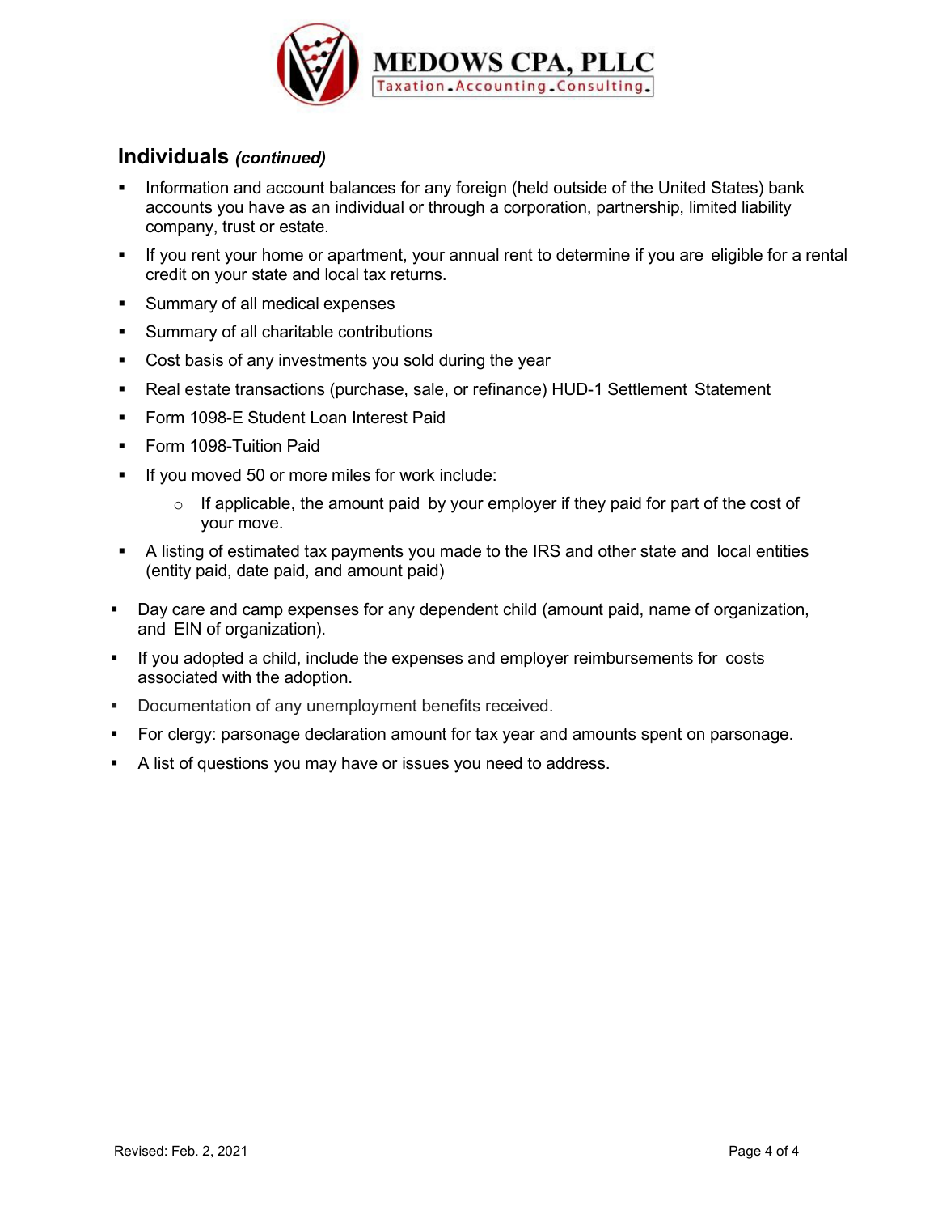## Individuals *(continued)*

- Information and account balances for any foreign (held outside of the United States) bank accounts you have as an individual or through a corporation, partnership, limited liability company, trust or estate.
- If you rent your home or apartment, your annual rent to determine if you are eligible for a rental credit on your state and local tax returns.
- Summary of all medical expenses
- Summary of all charitable contributions
- Cost basis of any investments you sold during the year
- Real estate transactions (purchase, sale, or refinance) HUD-1 Settlement Statement
- Form 1098-E Student Loan Interest Paid
- Form 1098-Tuition Paid
- If you moved 50 or more miles for work include:
  - If applicable, the amount paid by your employer if they paid for part of the cost of your move.
- A listing of estimated tax payments you made to the IRS and other state and local entities (entity paid, date paid, and amount paid)
- Day care and camp expenses for any dependent child (amount paid, name of organization, and EIN of organization).
- If you adopted a child, include the expenses and employer reimbursements for costs associated with the adoption.
- Documentation of any unemployment benefits received.
- For clergy: parsonage declaration amount for tax year and amounts spent on parsonage.
- A list of questions you may have or issues you need to address.

Revised: Feb. 2, 2021